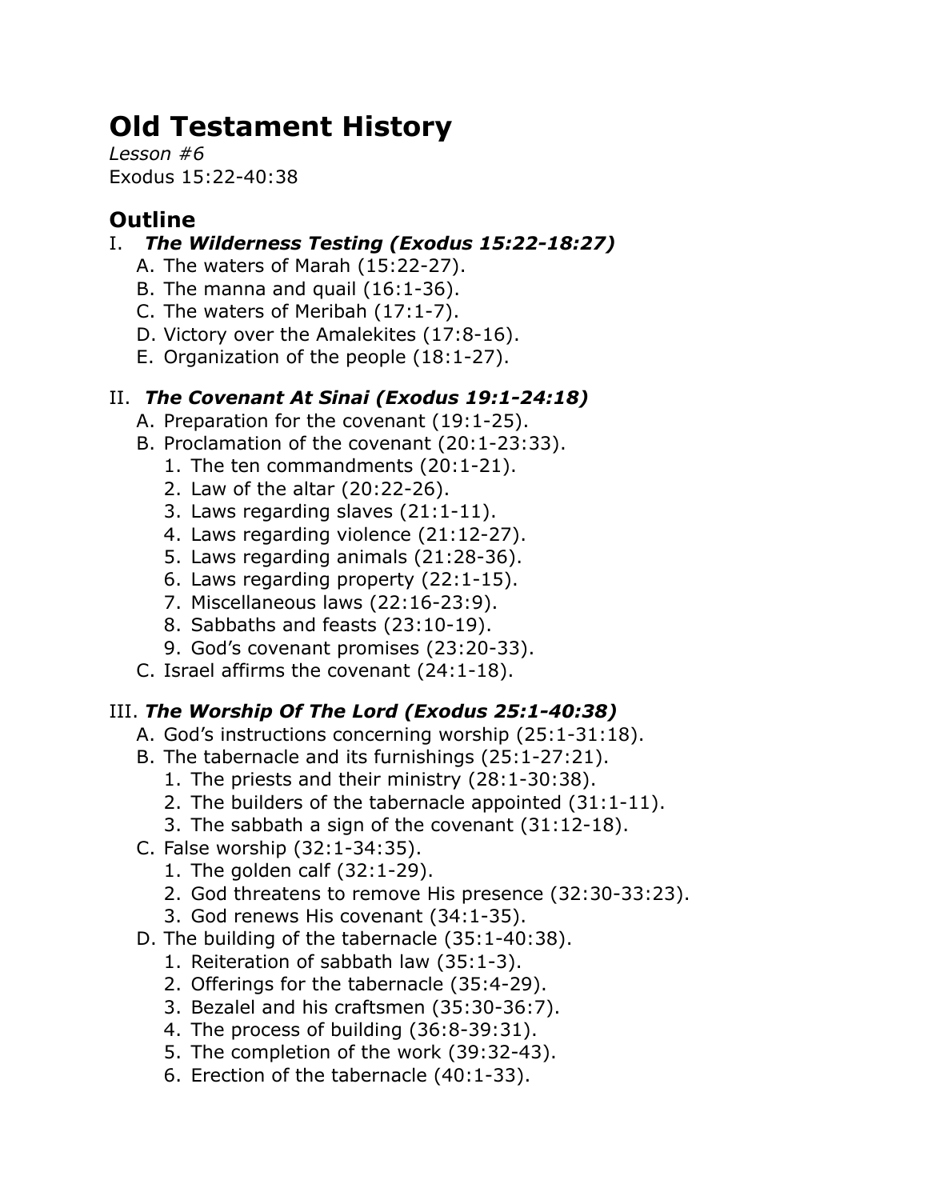# Old Testament History

*Lesson #6*
Exodus 15:22-40:38

## Outline

I. ***The Wilderness Testing (Exodus 15:22-18:27)***
   A. The waters of Marah (15:22-27).
   B. The manna and quail (16:1-36).
   C. The waters of Meribah (17:1-7).
   D. Victory over the Amalekites (17:8-16).
   E. Organization of the people (18:1-27).

II. ***The Covenant At Sinai (Exodus 19:1-24:18)***
   A. Preparation for the covenant (19:1-25).
   B. Proclamation of the covenant (20:1-23:33).
      1. The ten commandments (20:1-21).
      2. Law of the altar (20:22-26).
      3. Laws regarding slaves (21:1-11).
      4. Laws regarding violence (21:12-27).
      5. Laws regarding animals (21:28-36).
      6. Laws regarding property (22:1-15).
      7. Miscellaneous laws (22:16-23:9).
      8. Sabbaths and feasts (23:10-19).
      9. God's covenant promises (23:20-33).
   C. Israel affirms the covenant (24:1-18).

III. ***The Worship Of The Lord (Exodus 25:1-40:38)***
   A. God's instructions concerning worship (25:1-31:18).
   B. The tabernacle and its furnishings (25:1-27:21).
      1. The priests and their ministry (28:1-30:38).
      2. The builders of the tabernacle appointed (31:1-11).
      3. The sabbath a sign of the covenant (31:12-18).
   C. False worship (32:1-34:35).
      1. The golden calf (32:1-29).
      2. God threatens to remove His presence (32:30-33:23).
      3. God renews His covenant (34:1-35).
   D. The building of the tabernacle (35:1-40:38).
      1. Reiteration of sabbath law (35:1-3).
      2. Offerings for the tabernacle (35:4-29).
      3. Bezalel and his craftsmen (35:30-36:7).
      4. The process of building (36:8-39:31).
      5. The completion of the work (39:32-43).
      6. Erection of the tabernacle (40:1-33).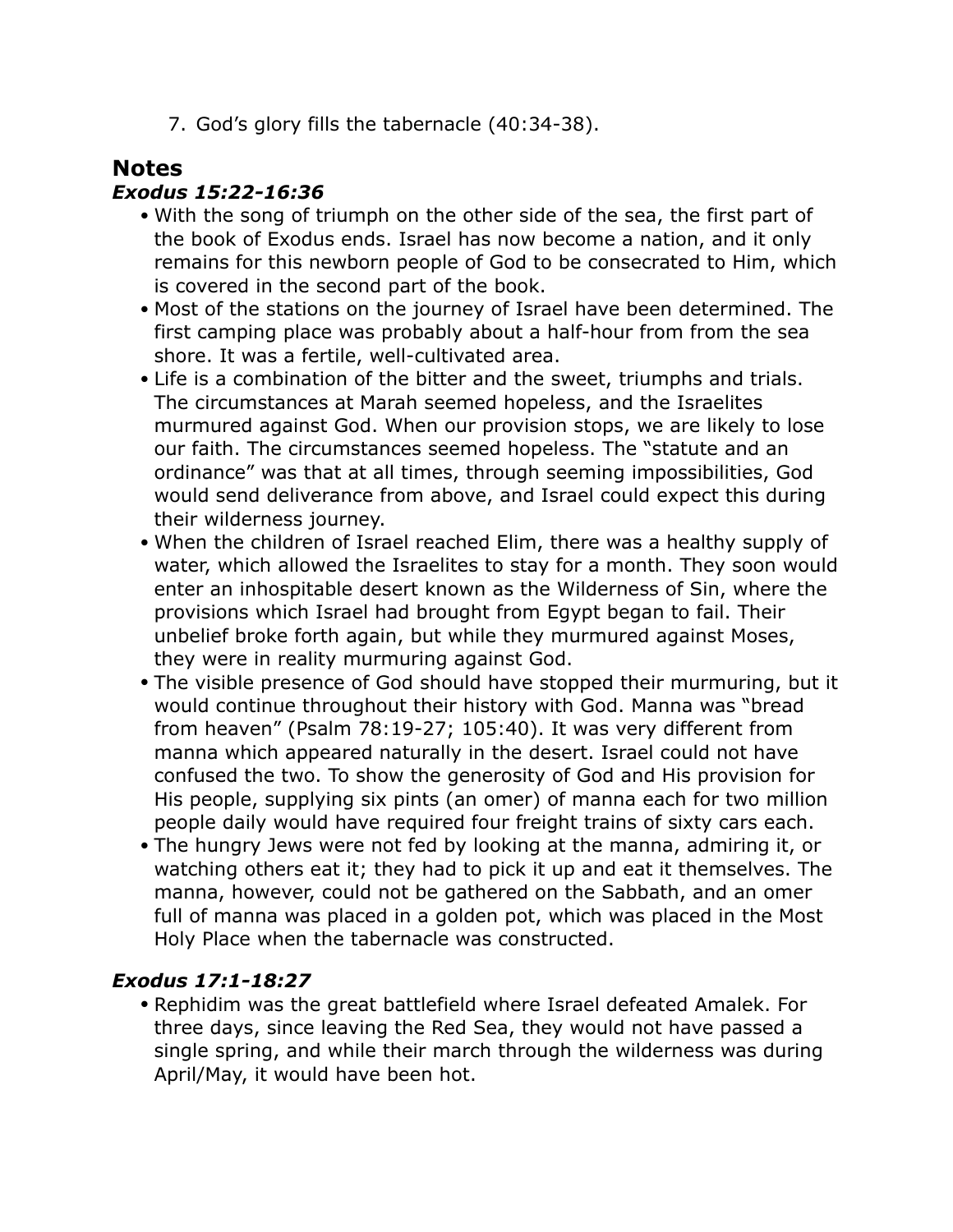7. God's glory fills the tabernacle (40:34-38).

## Notes

### *Exodus 15:22-16:36*

- With the song of triumph on the other side of the sea, the first part of the book of Exodus ends. Israel has now become a nation, and it only remains for this newborn people of God to be consecrated to Him, which is covered in the second part of the book.
- Most of the stations on the journey of Israel have been determined. The first camping place was probably about a half-hour from from the sea shore. It was a fertile, well-cultivated area.
- Life is a combination of the bitter and the sweet, triumphs and trials. The circumstances at Marah seemed hopeless, and the Israelites murmured against God. When our provision stops, we are likely to lose our faith. The circumstances seemed hopeless. The "statute and an ordinance" was that at all times, through seeming impossibilities, God would send deliverance from above, and Israel could expect this during their wilderness journey.
- When the children of Israel reached Elim, there was a healthy supply of water, which allowed the Israelites to stay for a month. They soon would enter an inhospitable desert known as the Wilderness of Sin, where the provisions which Israel had brought from Egypt began to fail. Their unbelief broke forth again, but while they murmured against Moses, they were in reality murmuring against God.
- The visible presence of God should have stopped their murmuring, but it would continue throughout their history with God. Manna was "bread from heaven" (Psalm 78:19-27; 105:40). It was very different from manna which appeared naturally in the desert. Israel could not have confused the two. To show the generosity of God and His provision for His people, supplying six pints (an omer) of manna each for two million people daily would have required four freight trains of sixty cars each.
- The hungry Jews were not fed by looking at the manna, admiring it, or watching others eat it; they had to pick it up and eat it themselves. The manna, however, could not be gathered on the Sabbath, and an omer full of manna was placed in a golden pot, which was placed in the Most Holy Place when the tabernacle was constructed.

### *Exodus 17:1-18:27*

- Rephidim was the great battlefield where Israel defeated Amalek. For three days, since leaving the Red Sea, they would not have passed a single spring, and while their march through the wilderness was during April/May, it would have been hot.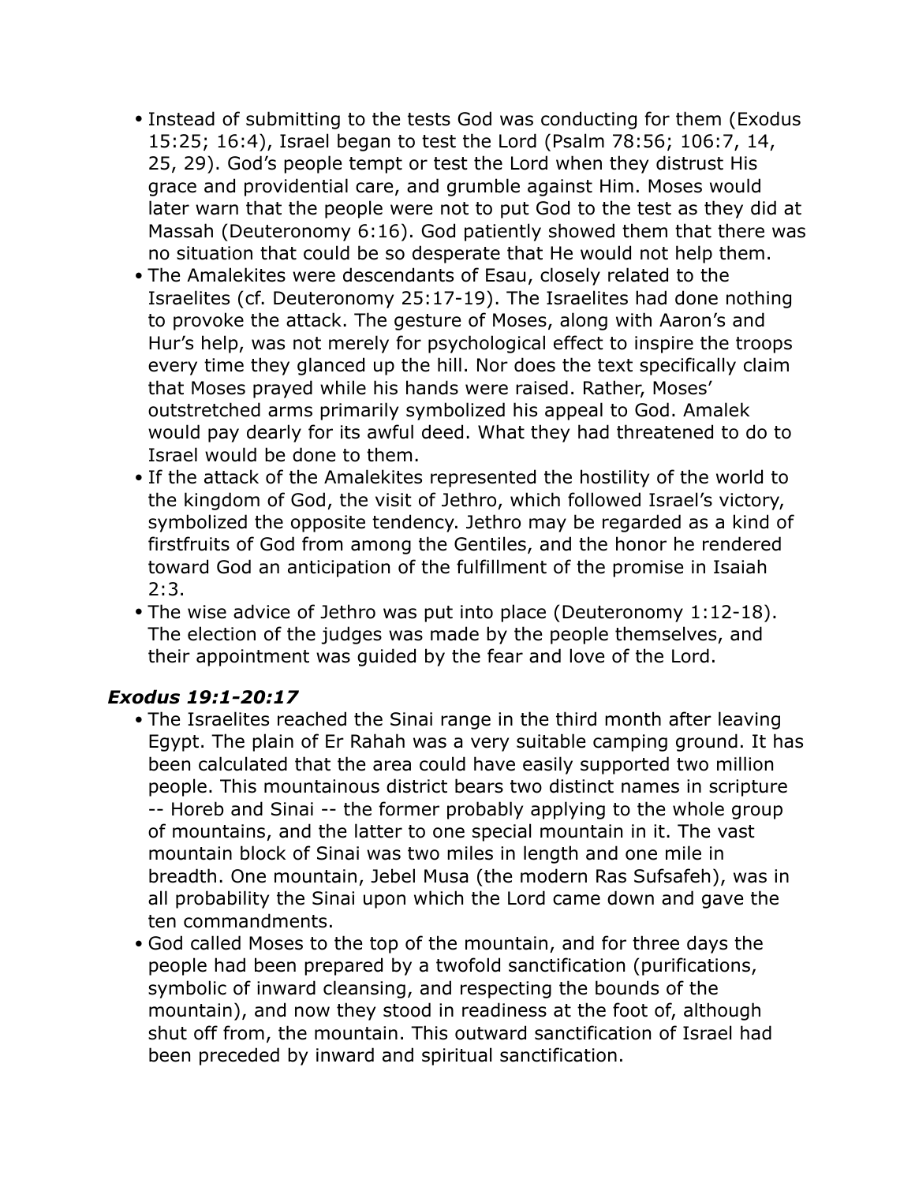- Instead of submitting to the tests God was conducting for them (Exodus 15:25; 16:4), Israel began to test the Lord (Psalm 78:56; 106:7, 14, 25, 29). God's people tempt or test the Lord when they distrust His grace and providential care, and grumble against Him. Moses would later warn that the people were not to put God to the test as they did at Massah (Deuteronomy 6:16). God patiently showed them that there was no situation that could be so desperate that He would not help them.
- The Amalekites were descendants of Esau, closely related to the Israelites (cf. Deuteronomy 25:17-19). The Israelites had done nothing to provoke the attack. The gesture of Moses, along with Aaron's and Hur's help, was not merely for psychological effect to inspire the troops every time they glanced up the hill. Nor does the text specifically claim that Moses prayed while his hands were raised. Rather, Moses' outstretched arms primarily symbolized his appeal to God. Amalek would pay dearly for its awful deed. What they had threatened to do to Israel would be done to them.
- If the attack of the Amalekites represented the hostility of the world to the kingdom of God, the visit of Jethro, which followed Israel's victory, symbolized the opposite tendency. Jethro may be regarded as a kind of firstfruits of God from among the Gentiles, and the honor he rendered toward God an anticipation of the fulfillment of the promise in Isaiah 2:3.
- The wise advice of Jethro was put into place (Deuteronomy 1:12-18). The election of the judges was made by the people themselves, and their appointment was guided by the fear and love of the Lord.

### *Exodus 19:1-20:17*

- The Israelites reached the Sinai range in the third month after leaving Egypt. The plain of Er Rahah was a very suitable camping ground. It has been calculated that the area could have easily supported two million people. This mountainous district bears two distinct names in scripture -- Horeb and Sinai -- the former probably applying to the whole group of mountains, and the latter to one special mountain in it. The vast mountain block of Sinai was two miles in length and one mile in breadth. One mountain, Jebel Musa (the modern Ras Sufsafeh), was in all probability the Sinai upon which the Lord came down and gave the ten commandments.
- God called Moses to the top of the mountain, and for three days the people had been prepared by a twofold sanctification (purifications, symbolic of inward cleansing, and respecting the bounds of the mountain), and now they stood in readiness at the foot of, although shut off from, the mountain. This outward sanctification of Israel had been preceded by inward and spiritual sanctification.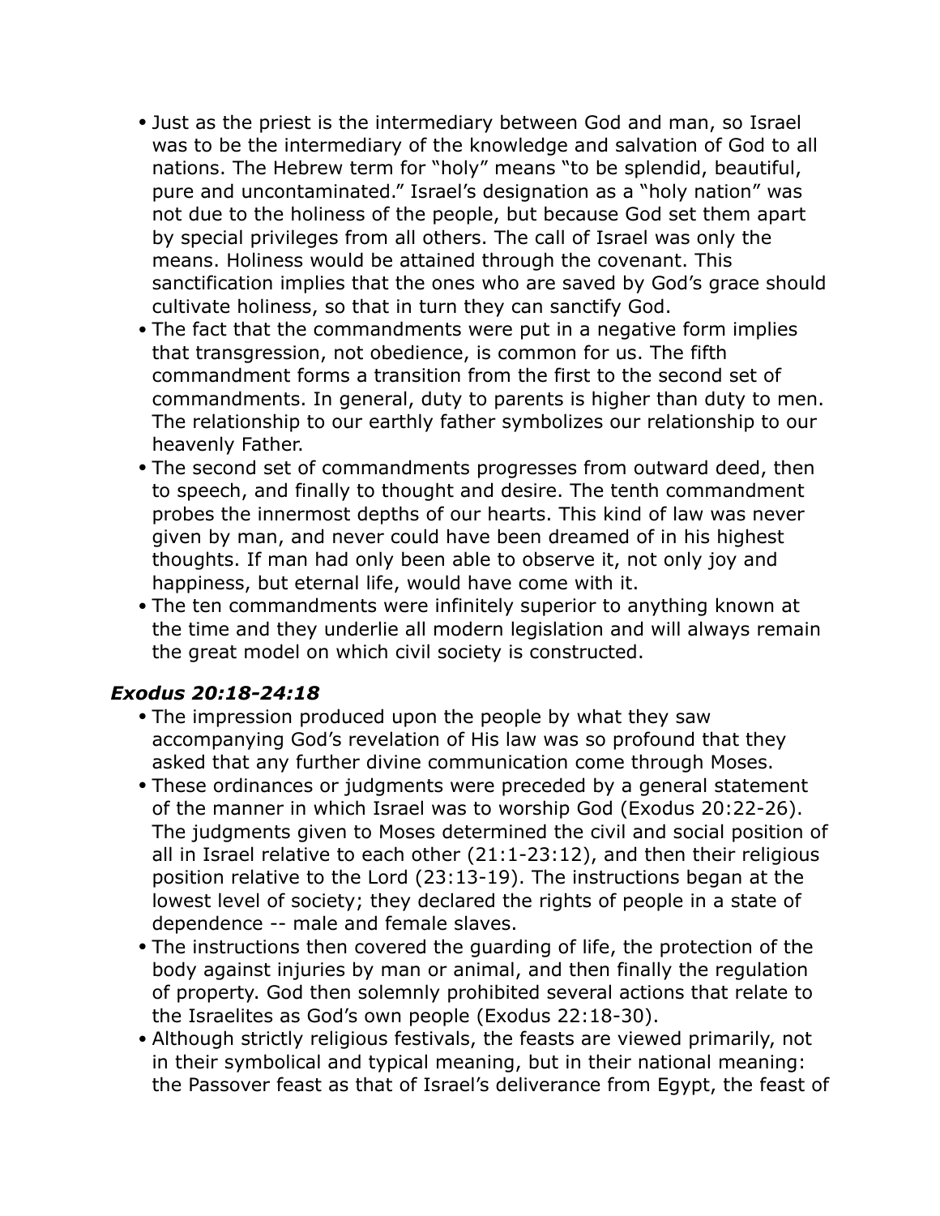- Just as the priest is the intermediary between God and man, so Israel was to be the intermediary of the knowledge and salvation of God to all nations. The Hebrew term for "holy" means "to be splendid, beautiful, pure and uncontaminated." Israel's designation as a "holy nation" was not due to the holiness of the people, but because God set them apart by special privileges from all others. The call of Israel was only the means. Holiness would be attained through the covenant. This sanctification implies that the ones who are saved by God's grace should cultivate holiness, so that in turn they can sanctify God.
- The fact that the commandments were put in a negative form implies that transgression, not obedience, is common for us. The fifth commandment forms a transition from the first to the second set of commandments. In general, duty to parents is higher than duty to men. The relationship to our earthly father symbolizes our relationship to our heavenly Father.
- The second set of commandments progresses from outward deed, then to speech, and finally to thought and desire. The tenth commandment probes the innermost depths of our hearts. This kind of law was never given by man, and never could have been dreamed of in his highest thoughts. If man had only been able to observe it, not only joy and happiness, but eternal life, would have come with it.
- The ten commandments were infinitely superior to anything known at the time and they underlie all modern legislation and will always remain the great model on which civil society is constructed.

### *Exodus 20:18-24:18*

- The impression produced upon the people by what they saw accompanying God's revelation of His law was so profound that they asked that any further divine communication come through Moses.
- These ordinances or judgments were preceded by a general statement of the manner in which Israel was to worship God (Exodus 20:22-26). The judgments given to Moses determined the civil and social position of all in Israel relative to each other (21:1-23:12), and then their religious position relative to the Lord (23:13-19). The instructions began at the lowest level of society; they declared the rights of people in a state of dependence -- male and female slaves.
- The instructions then covered the guarding of life, the protection of the body against injuries by man or animal, and then finally the regulation of property. God then solemnly prohibited several actions that relate to the Israelites as God's own people (Exodus 22:18-30).
- Although strictly religious festivals, the feasts are viewed primarily, not in their symbolical and typical meaning, but in their national meaning: the Passover feast as that of Israel's deliverance from Egypt, the feast of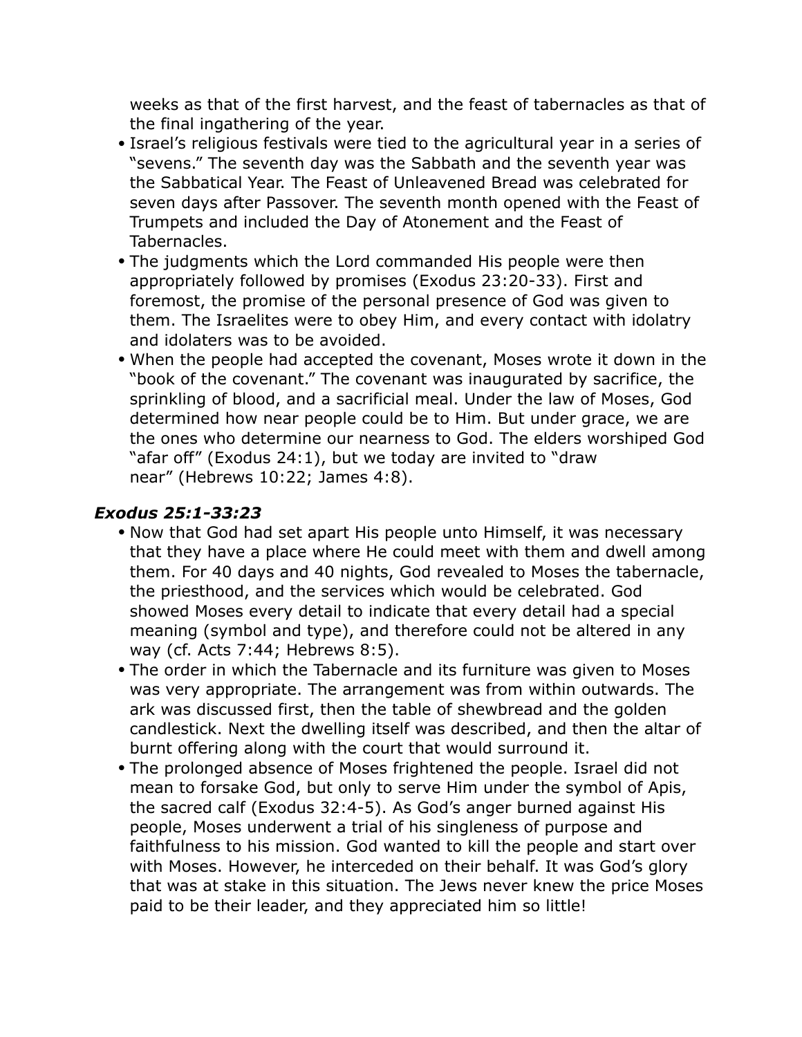weeks as that of the first harvest, and the feast of tabernacles as that of the final ingathering of the year.

- Israel's religious festivals were tied to the agricultural year in a series of "sevens." The seventh day was the Sabbath and the seventh year was the Sabbatical Year. The Feast of Unleavened Bread was celebrated for seven days after Passover. The seventh month opened with the Feast of Trumpets and included the Day of Atonement and the Feast of Tabernacles.
- The judgments which the Lord commanded His people were then appropriately followed by promises (Exodus 23:20-33). First and foremost, the promise of the personal presence of God was given to them. The Israelites were to obey Him, and every contact with idolatry and idolaters was to be avoided.
- When the people had accepted the covenant, Moses wrote it down in the "book of the covenant." The covenant was inaugurated by sacrifice, the sprinkling of blood, and a sacrificial meal. Under the law of Moses, God determined how near people could be to Him. But under grace, we are the ones who determine our nearness to God. The elders worshiped God "afar off" (Exodus 24:1), but we today are invited to "draw near" (Hebrews 10:22; James 4:8).

### *Exodus 25:1-33:23*

- Now that God had set apart His people unto Himself, it was necessary that they have a place where He could meet with them and dwell among them. For 40 days and 40 nights, God revealed to Moses the tabernacle, the priesthood, and the services which would be celebrated. God showed Moses every detail to indicate that every detail had a special meaning (symbol and type), and therefore could not be altered in any way (cf. Acts 7:44; Hebrews 8:5).
- The order in which the Tabernacle and its furniture was given to Moses was very appropriate. The arrangement was from within outwards. The ark was discussed first, then the table of shewbread and the golden candlestick. Next the dwelling itself was described, and then the altar of burnt offering along with the court that would surround it.
- The prolonged absence of Moses frightened the people. Israel did not mean to forsake God, but only to serve Him under the symbol of Apis, the sacred calf (Exodus 32:4-5). As God's anger burned against His people, Moses underwent a trial of his singleness of purpose and faithfulness to his mission. God wanted to kill the people and start over with Moses. However, he interceded on their behalf. It was God's glory that was at stake in this situation. The Jews never knew the price Moses paid to be their leader, and they appreciated him so little!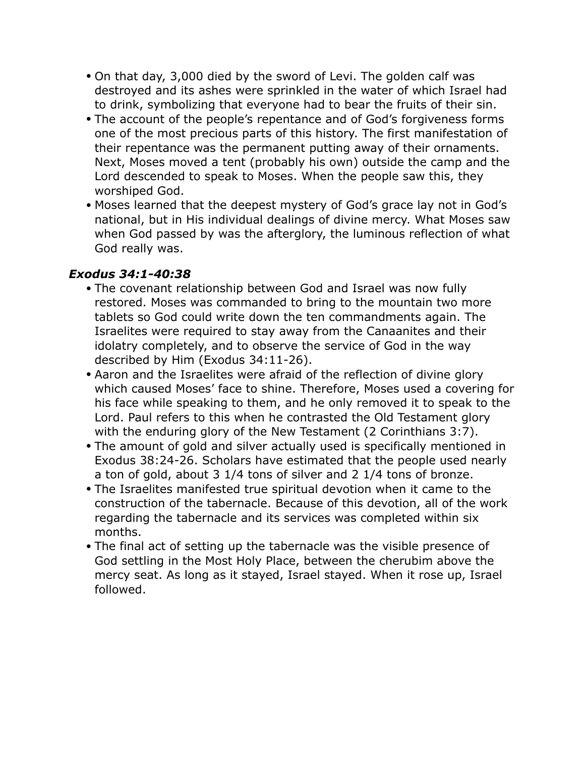- On that day, 3,000 died by the sword of Levi. The golden calf was destroyed and its ashes were sprinkled in the water of which Israel had to drink, symbolizing that everyone had to bear the fruits of their sin.
- The account of the people's repentance and of God's forgiveness forms one of the most precious parts of this history. The first manifestation of their repentance was the permanent putting away of their ornaments. Next, Moses moved a tent (probably his own) outside the camp and the Lord descended to speak to Moses. When the people saw this, they worshiped God.
- Moses learned that the deepest mystery of God's grace lay not in God's national, but in His individual dealings of divine mercy. What Moses saw when God passed by was the afterglory, the luminous reflection of what God really was.

### *Exodus 34:1-40:38*

- The covenant relationship between God and Israel was now fully restored. Moses was commanded to bring to the mountain two more tablets so God could write down the ten commandments again. The Israelites were required to stay away from the Canaanites and their idolatry completely, and to observe the service of God in the way described by Him (Exodus 34:11-26).
- Aaron and the Israelites were afraid of the reflection of divine glory which caused Moses' face to shine. Therefore, Moses used a covering for his face while speaking to them, and he only removed it to speak to the Lord. Paul refers to this when he contrasted the Old Testament glory with the enduring glory of the New Testament (2 Corinthians 3:7).
- The amount of gold and silver actually used is specifically mentioned in Exodus 38:24-26. Scholars have estimated that the people used nearly a ton of gold, about 3 1/4 tons of silver and 2 1/4 tons of bronze.
- The Israelites manifested true spiritual devotion when it came to the construction of the tabernacle. Because of this devotion, all of the work regarding the tabernacle and its services was completed within six months.
- The final act of setting up the tabernacle was the visible presence of God settling in the Most Holy Place, between the cherubim above the mercy seat. As long as it stayed, Israel stayed. When it rose up, Israel followed.